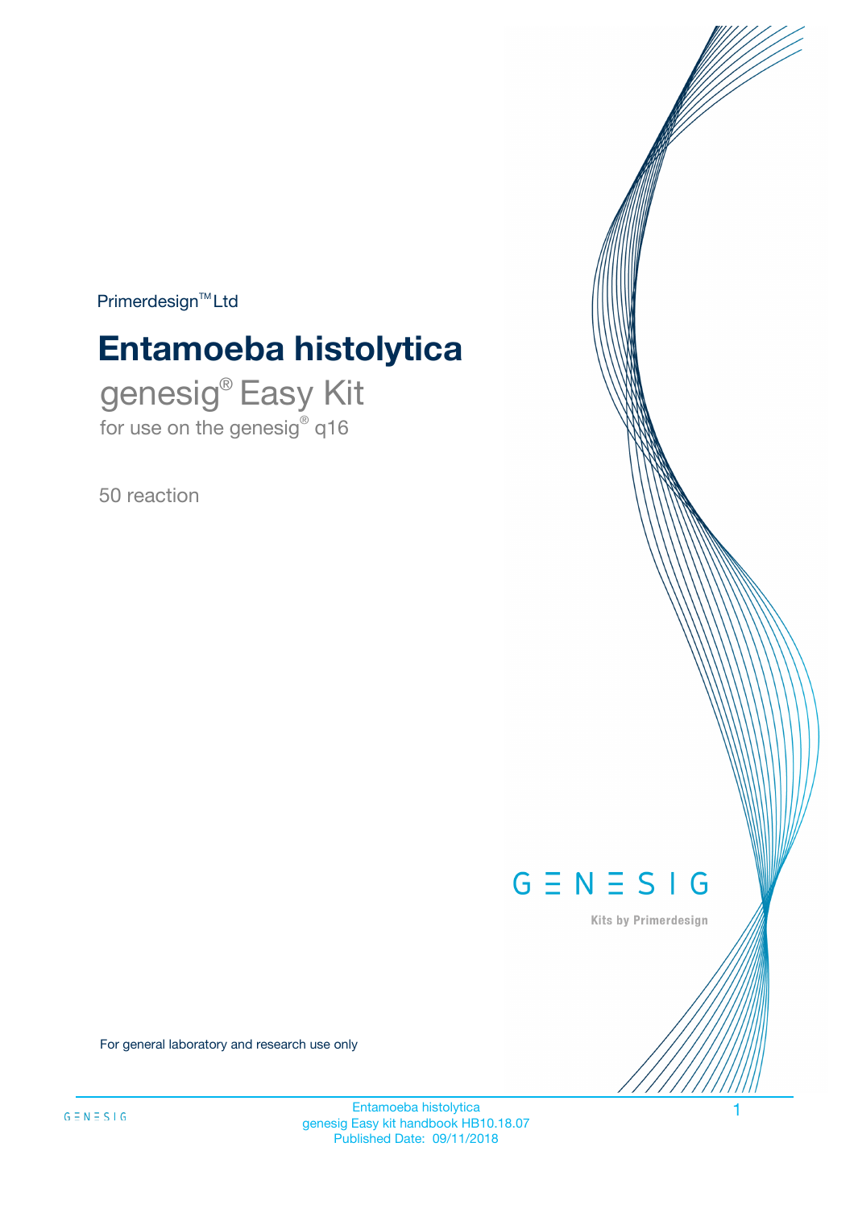Primerdesign™ Ltd

# Entamoeba histolytica

## genesig® Easy Kit

for use on the genesig® q16

50 reaction

GENESIG

Kits by Primerdesign

For general laboratory and research use only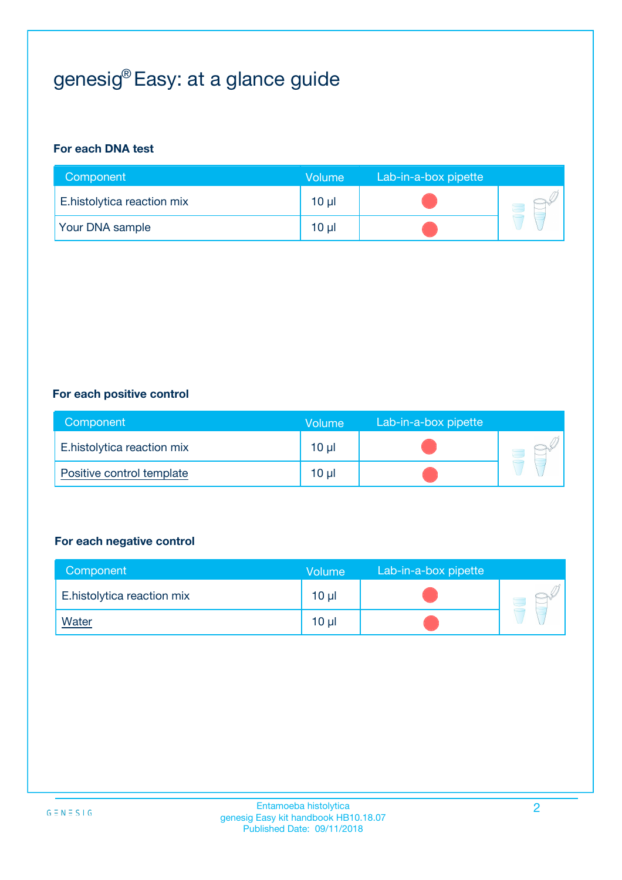# genesig® Easy: at a glance guide

**For each DNA test**

| Component | Volume | Lab-in-a-box pipette |
| --- | --- | --- |
| E.histolytica reaction mix | 10 µl | ● |
| Your DNA sample | 10 µl | ● |

**For each positive control**

| Component | Volume | Lab-in-a-box pipette |
| --- | --- | --- |
| E.histolytica reaction mix | 10 µl | ● |
| Positive control template | 10 µl | ● |

**For each negative control**

| Component | Volume | Lab-in-a-box pipette |
| --- | --- | --- |
| E.histolytica reaction mix | 10 µl | ● |
| Water | 10 µl | ● |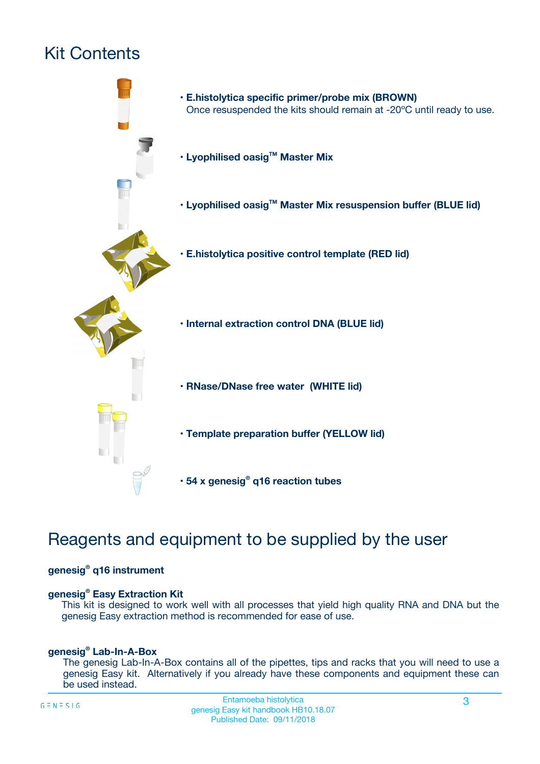# Kit Contents

- **E.histolytica specific primer/probe mix (BROWN)**
  Once resuspended the kits should remain at -20ºC until ready to use.
- **Lyophilised oasig™ Master Mix**
- **Lyophilised oasig™ Master Mix resuspension buffer (BLUE lid)**
- **E.histolytica positive control template (RED lid)**
- **Internal extraction control DNA (BLUE lid)**
- **RNase/DNase free water (WHITE lid)**
- **Template preparation buffer (YELLOW lid)**
- **54 x genesig® q16 reaction tubes**

# Reagents and equipment to be supplied by the user

**genesig® q16 instrument**

**genesig® Easy Extraction Kit**

This kit is designed to work well with all processes that yield high quality RNA and DNA but the genesig Easy extraction method is recommended for ease of use.

**genesig® Lab-In-A-Box**

The genesig Lab-In-A-Box contains all of the pipettes, tips and racks that you will need to use a genesig Easy kit. Alternatively if you already have these components and equipment these can be used instead.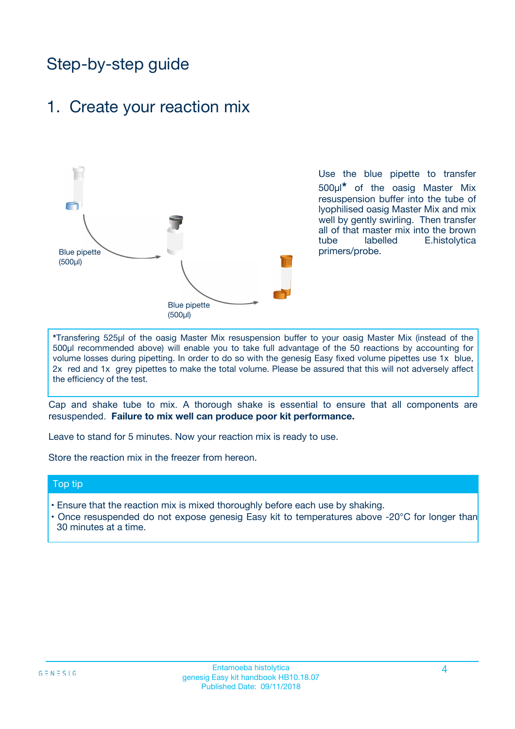# Step-by-step guide

## 1. Create your reaction mix

Blue pipette (500µl)

Blue pipette (500µl)

Use the blue pipette to transfer 500µl* of the oasig Master Mix resuspension buffer into the tube of lyophilised oasig Master Mix and mix well by gently swirling. Then transfer all of that master mix into the brown tube labelled E.histolytica primers/probe.

*Transfering 525µl of the oasig Master Mix resuspension buffer to your oasig Master Mix (instead of the 500µl recommended above) will enable you to take full advantage of the 50 reactions by accounting for volume losses during pipetting. In order to do so with the genesig Easy fixed volume pipettes use 1x blue, 2x red and 1x grey pipettes to make the total volume. Please be assured that this will not adversely affect the efficiency of the test.

Cap and shake tube to mix. A thorough shake is essential to ensure that all components are resuspended. **Failure to mix well can produce poor kit performance.**

Leave to stand for 5 minutes. Now your reaction mix is ready to use.

Store the reaction mix in the freezer from hereon.

### Top tip

- Ensure that the reaction mix is mixed thoroughly before each use by shaking.
- Once resuspended do not expose genesig Easy kit to temperatures above -20°C for longer than 30 minutes at a time.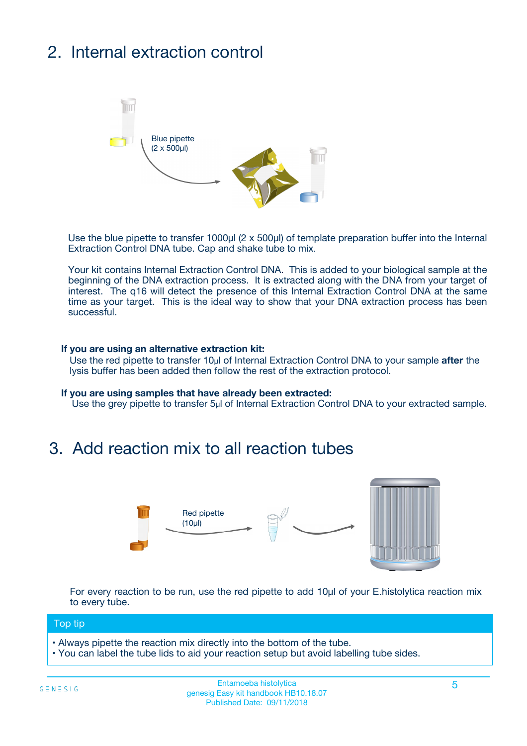## 2. Internal extraction control

Blue pipette
(2 x 500µl)

Use the blue pipette to transfer 1000µl (2 x 500µl) of template preparation buffer into the Internal Extraction Control DNA tube. Cap and shake tube to mix.

Your kit contains Internal Extraction Control DNA. This is added to your biological sample at the beginning of the DNA extraction process. It is extracted along with the DNA from your target of interest. The q16 will detect the presence of this Internal Extraction Control DNA at the same time as your target. This is the ideal way to show that your DNA extraction process has been successful.

**If you are using an alternative extraction kit:**
Use the red pipette to transfer 10µl of Internal Extraction Control DNA to your sample **after** the lysis buffer has been added then follow the rest of the extraction protocol.

**If you are using samples that have already been extracted:**
Use the grey pipette to transfer 5µl of Internal Extraction Control DNA to your extracted sample.

## 3. Add reaction mix to all reaction tubes

Red pipette
(10µl)

For every reaction to be run, use the red pipette to add 10µl of your E.histolytica reaction mix to every tube.

**Top tip**

- Always pipette the reaction mix directly into the bottom of the tube.
- You can label the tube lids to aid your reaction setup but avoid labelling tube sides.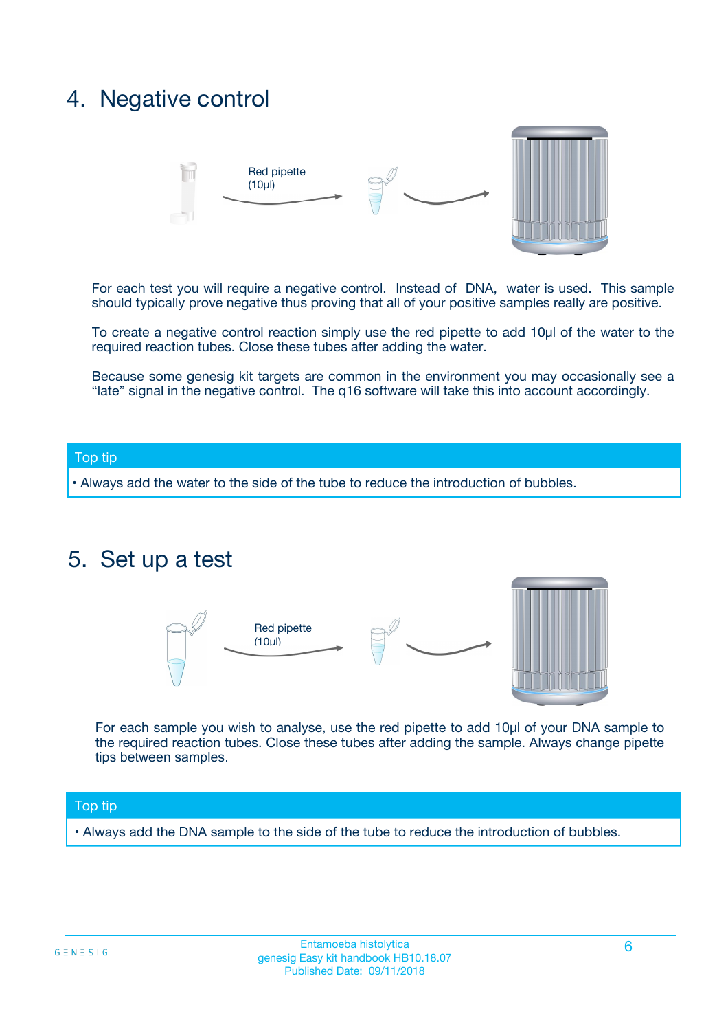## 4. Negative control

Red pipette (10µl)

For each test you will require a negative control. Instead of DNA, water is used. This sample should typically prove negative thus proving that all of your positive samples really are positive.

To create a negative control reaction simply use the red pipette to add 10µl of the water to the required reaction tubes. Close these tubes after adding the water.

Because some genesig kit targets are common in the environment you may occasionally see a "late" signal in the negative control. The q16 software will take this into account accordingly.

**Top tip**

- Always add the water to the side of the tube to reduce the introduction of bubbles.

## 5. Set up a test

Red pipette (10ul)

For each sample you wish to analyse, use the red pipette to add 10µl of your DNA sample to the required reaction tubes. Close these tubes after adding the sample. Always change pipette tips between samples.

**Top tip**

- Always add the DNA sample to the side of the tube to reduce the introduction of bubbles.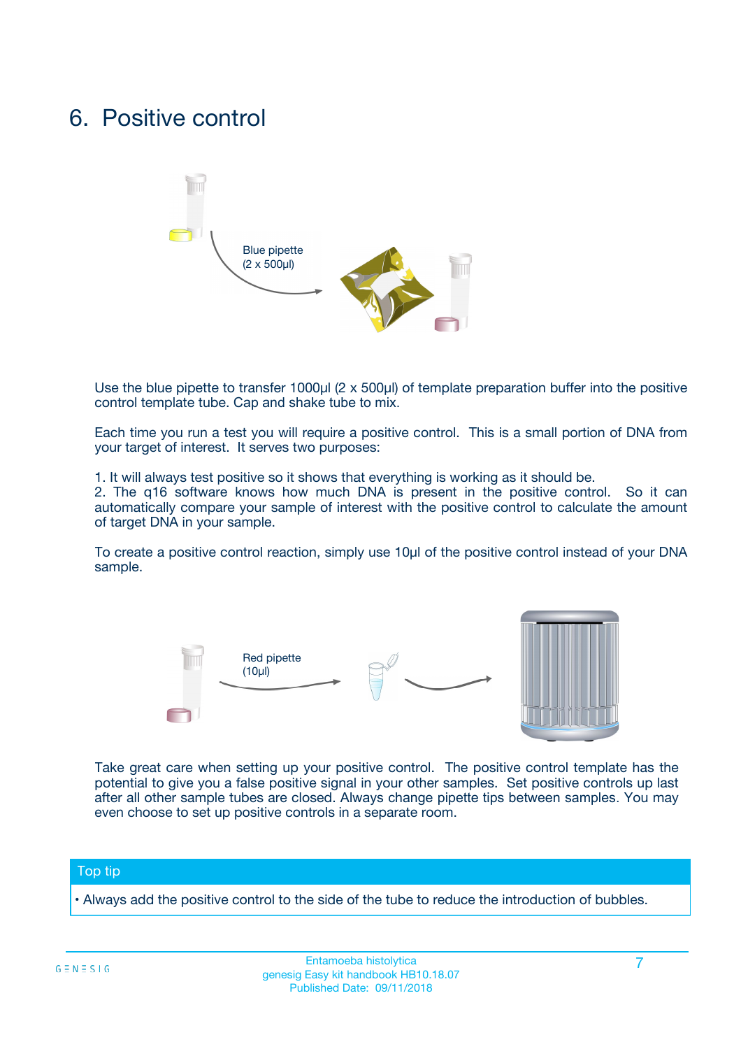# 6. Positive control

Blue pipette (2 x 500µl)

Use the blue pipette to transfer 1000µl (2 x 500µl) of template preparation buffer into the positive control template tube. Cap and shake tube to mix.

Each time you run a test you will require a positive control. This is a small portion of DNA from your target of interest. It serves two purposes:

1. It will always test positive so it shows that everything is working as it should be.
2. The q16 software knows how much DNA is present in the positive control. So it can automatically compare your sample of interest with the positive control to calculate the amount of target DNA in your sample.

To create a positive control reaction, simply use 10µl of the positive control instead of your DNA sample.

Red pipette (10µl)

Take great care when setting up your positive control. The positive control template has the potential to give you a false positive signal in your other samples. Set positive controls up last after all other sample tubes are closed. Always change pipette tips between samples. You may even choose to set up positive controls in a separate room.

**Top tip**

- Always add the positive control to the side of the tube to reduce the introduction of bubbles.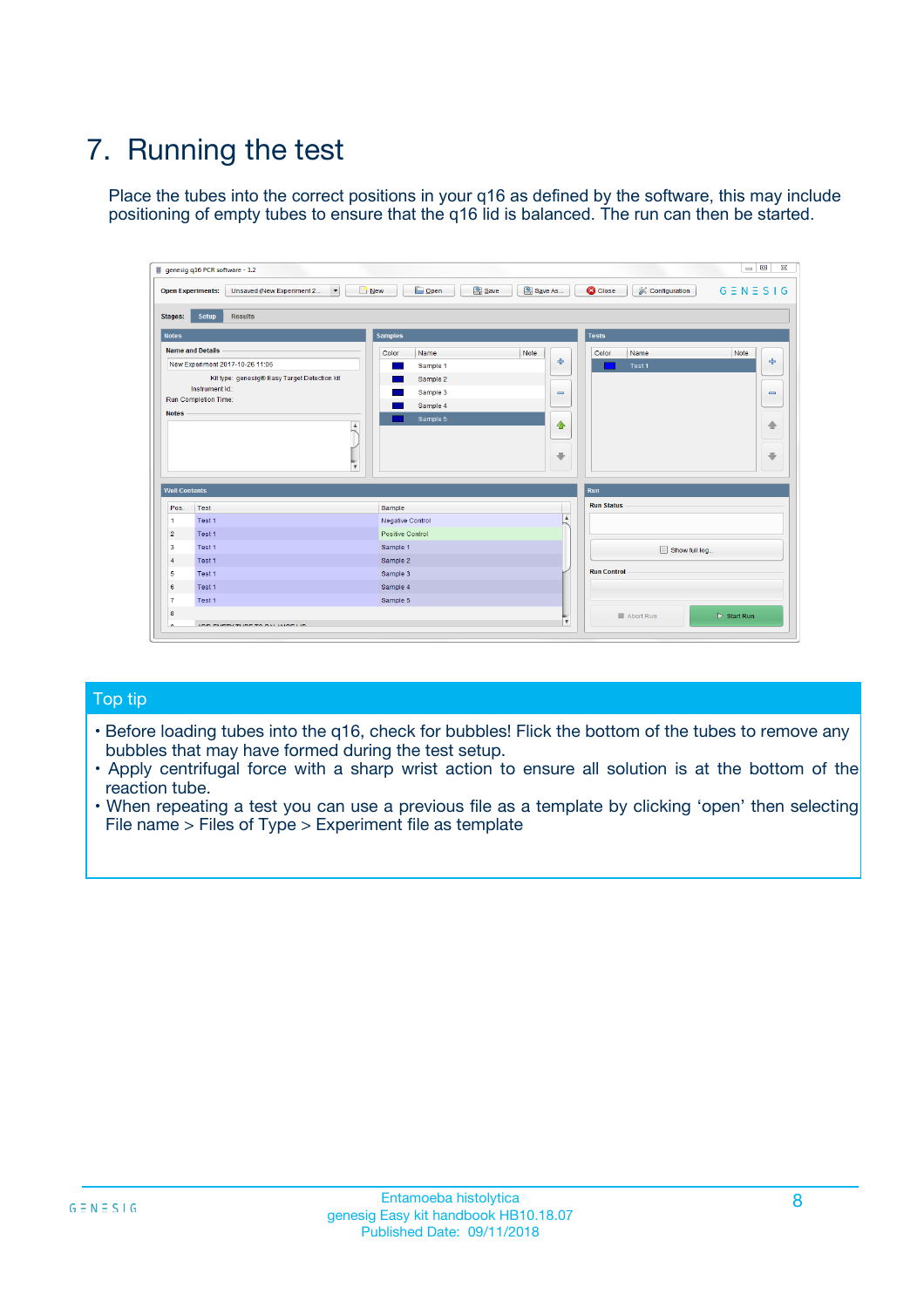# 7. Running the test

Place the tubes into the correct positions in your q16 as defined by the software, this may include positioning of empty tubes to ensure that the q16 lid is balanced. The run can then be started.

## Top tip

- Before loading tubes into the q16, check for bubbles! Flick the bottom of the tubes to remove any bubbles that may have formed during the test setup.
- Apply centrifugal force with a sharp wrist action to ensure all solution is at the bottom of the reaction tube.
- When repeating a test you can use a previous file as a template by clicking 'open' then selecting File name > Files of Type > Experiment file as template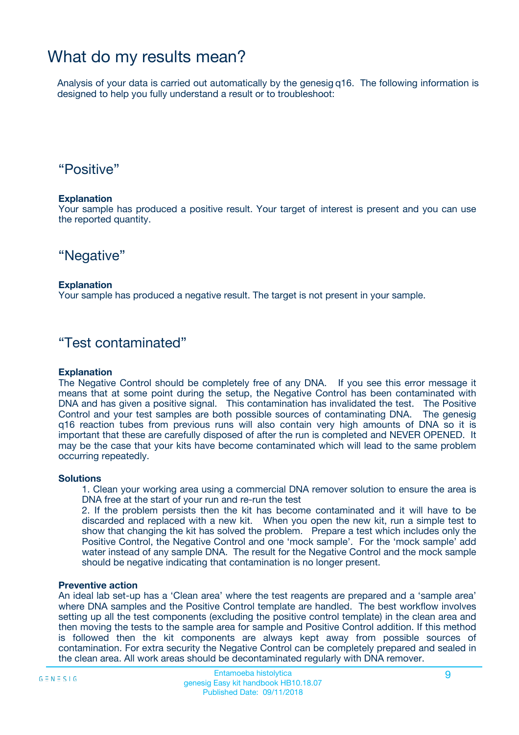# What do my results mean?

Analysis of your data is carried out automatically by the genesig q16. The following information is designed to help you fully understand a result or to troubleshoot:

## “Positive”

**Explanation**
Your sample has produced a positive result. Your target of interest is present and you can use the reported quantity.

## “Negative”

**Explanation**
Your sample has produced a negative result. The target is not present in your sample.

## “Test contaminated”

**Explanation**
The Negative Control should be completely free of any DNA. If you see this error message it means that at some point during the setup, the Negative Control has been contaminated with DNA and has given a positive signal. This contamination has invalidated the test. The Positive Control and your test samples are both possible sources of contaminating DNA. The genesig q16 reaction tubes from previous runs will also contain very high amounts of DNA so it is important that these are carefully disposed of after the run is completed and NEVER OPENED. It may be the case that your kits have become contaminated which will lead to the same problem occurring repeatedly.

**Solutions**

1. Clean your working area using a commercial DNA remover solution to ensure the area is DNA free at the start of your run and re-run the test
2. If the problem persists then the kit has become contaminated and it will have to be discarded and replaced with a new kit. When you open the new kit, run a simple test to show that changing the kit has solved the problem. Prepare a test which includes only the Positive Control, the Negative Control and one ‘mock sample’. For the ‘mock sample’ add water instead of any sample DNA. The result for the Negative Control and the mock sample should be negative indicating that contamination is no longer present.

**Preventive action**
An ideal lab set-up has a ‘Clean area’ where the test reagents are prepared and a ‘sample area’ where DNA samples and the Positive Control template are handled. The best workflow involves setting up all the test components (excluding the positive control template) in the clean area and then moving the tests to the sample area for sample and Positive Control addition. If this method is followed then the kit components are always kept away from possible sources of contamination. For extra security the Negative Control can be completely prepared and sealed in the clean area. All work areas should be decontaminated regularly with DNA remover.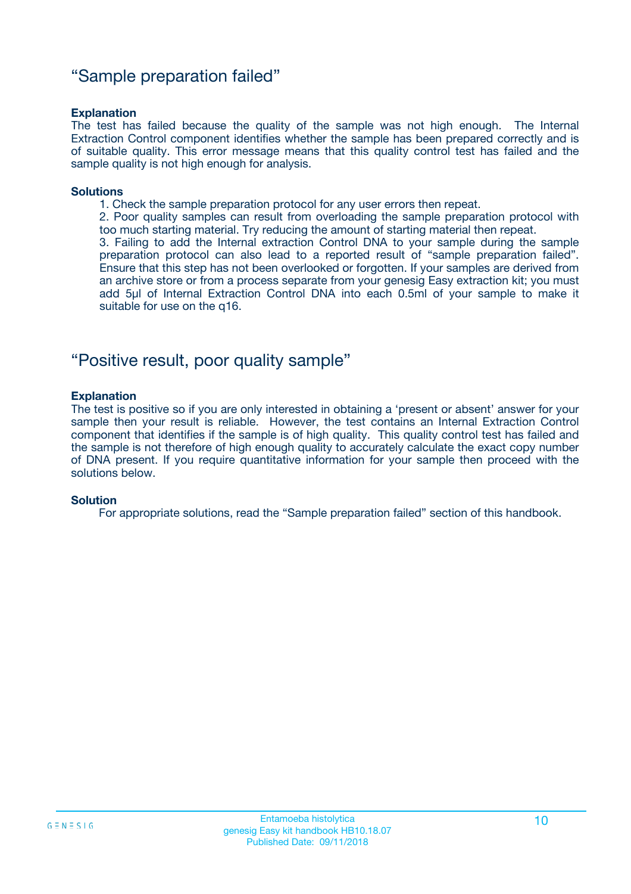## “Sample preparation failed”

**Explanation**

The test has failed because the quality of the sample was not high enough. The Internal Extraction Control component identifies whether the sample has been prepared correctly and is of suitable quality. This error message means that this quality control test has failed and the sample quality is not high enough for analysis.

**Solutions**

1. Check the sample preparation protocol for any user errors then repeat.
2. Poor quality samples can result from overloading the sample preparation protocol with too much starting material. Try reducing the amount of starting material then repeat.
3. Failing to add the Internal extraction Control DNA to your sample during the sample preparation protocol can also lead to a reported result of “sample preparation failed”. Ensure that this step has not been overlooked or forgotten. If your samples are derived from an archive store or from a process separate from your genesig Easy extraction kit; you must add 5µl of Internal Extraction Control DNA into each 0.5ml of your sample to make it suitable for use on the q16.

## “Positive result, poor quality sample”

**Explanation**

The test is positive so if you are only interested in obtaining a ‘present or absent’ answer for your sample then your result is reliable. However, the test contains an Internal Extraction Control component that identifies if the sample is of high quality. This quality control test has failed and the sample is not therefore of high enough quality to accurately calculate the exact copy number of DNA present. If you require quantitative information for your sample then proceed with the solutions below.

**Solution**

For appropriate solutions, read the “Sample preparation failed” section of this handbook.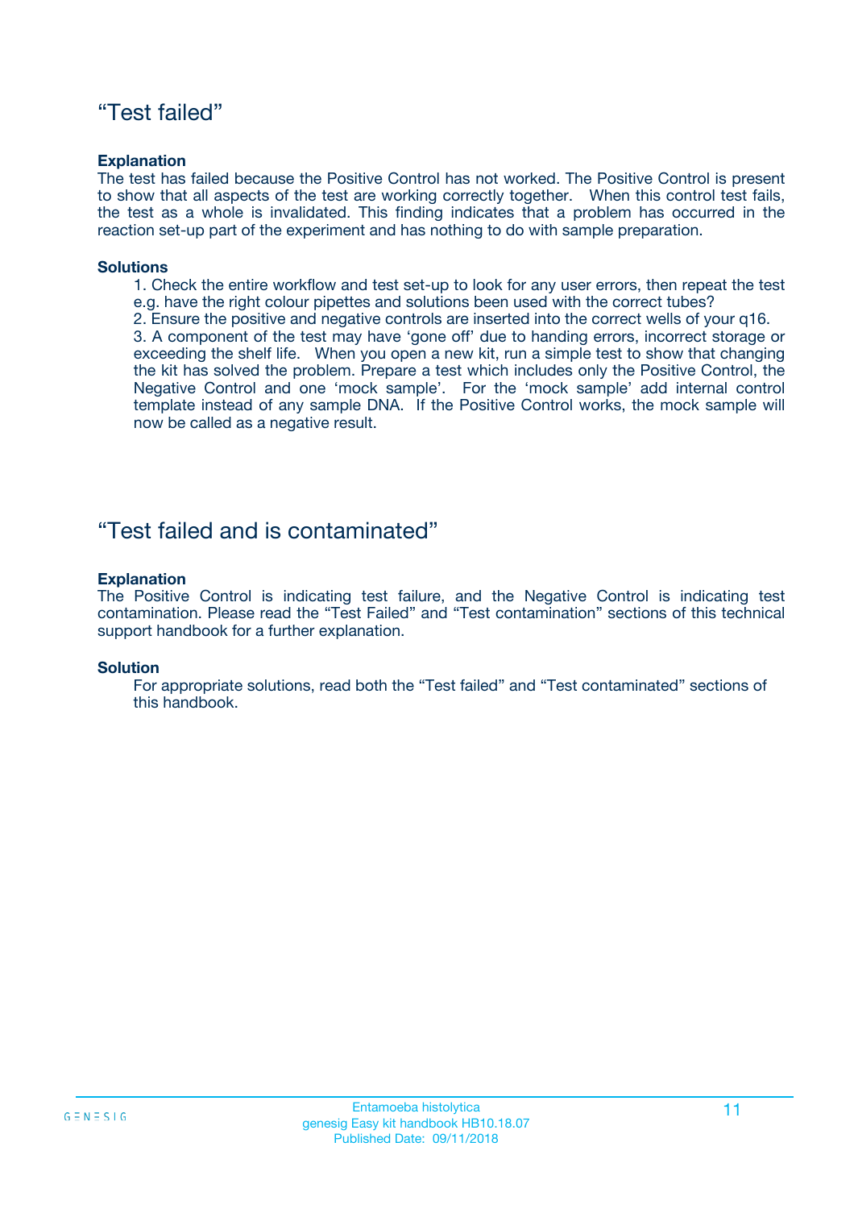## “Test failed”

**Explanation**

The test has failed because the Positive Control has not worked. The Positive Control is present to show that all aspects of the test are working correctly together. When this control test fails, the test as a whole is invalidated. This finding indicates that a problem has occurred in the reaction set-up part of the experiment and has nothing to do with sample preparation.

**Solutions**

1. Check the entire workflow and test set-up to look for any user errors, then repeat the test e.g. have the right colour pipettes and solutions been used with the correct tubes?
2. Ensure the positive and negative controls are inserted into the correct wells of your q16.
3. A component of the test may have ‘gone off’ due to handing errors, incorrect storage or exceeding the shelf life. When you open a new kit, run a simple test to show that changing the kit has solved the problem. Prepare a test which includes only the Positive Control, the Negative Control and one ‘mock sample’. For the ‘mock sample’ add internal control template instead of any sample DNA. If the Positive Control works, the mock sample will now be called as a negative result.

## “Test failed and is contaminated”

**Explanation**

The Positive Control is indicating test failure, and the Negative Control is indicating test contamination. Please read the “Test Failed” and “Test contamination” sections of this technical support handbook for a further explanation.

**Solution**

For appropriate solutions, read both the “Test failed” and “Test contaminated” sections of this handbook.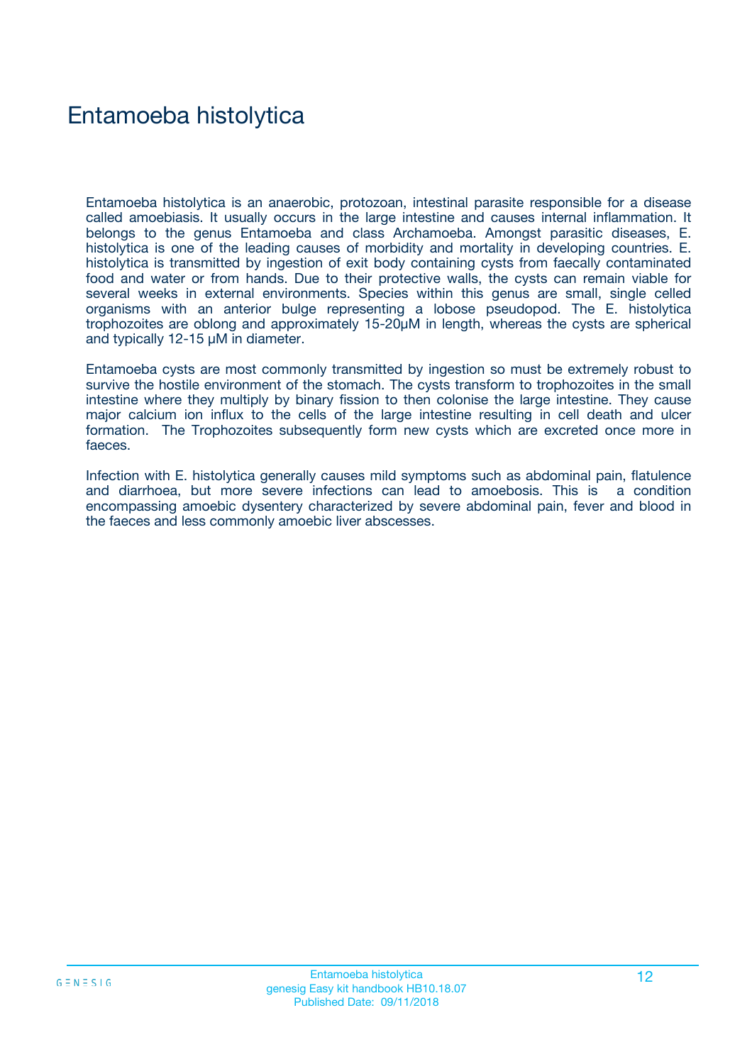# Entamoeba histolytica

Entamoeba histolytica is an anaerobic, protozoan, intestinal parasite responsible for a disease called amoebiasis. It usually occurs in the large intestine and causes internal inflammation. It belongs to the genus Entamoeba and class Archamoeba. Amongst parasitic diseases, E. histolytica is one of the leading causes of morbidity and mortality in developing countries. E. histolytica is transmitted by ingestion of exit body containing cysts from faecally contaminated food and water or from hands. Due to their protective walls, the cysts can remain viable for several weeks in external environments. Species within this genus are small, single celled organisms with an anterior bulge representing a lobose pseudopod. The E. histolytica trophozoites are oblong and approximately 15-20µM in length, whereas the cysts are spherical and typically 12-15 µM in diameter.

Entamoeba cysts are most commonly transmitted by ingestion so must be extremely robust to survive the hostile environment of the stomach. The cysts transform to trophozoites in the small intestine where they multiply by binary fission to then colonise the large intestine. They cause major calcium ion influx to the cells of the large intestine resulting in cell death and ulcer formation. The Trophozoites subsequently form new cysts which are excreted once more in faeces.

Infection with E. histolytica generally causes mild symptoms such as abdominal pain, flatulence and diarrhoea, but more severe infections can lead to amoebosis. This is a condition encompassing amoebic dysentery characterized by severe abdominal pain, fever and blood in the faeces and less commonly amoebic liver abscesses.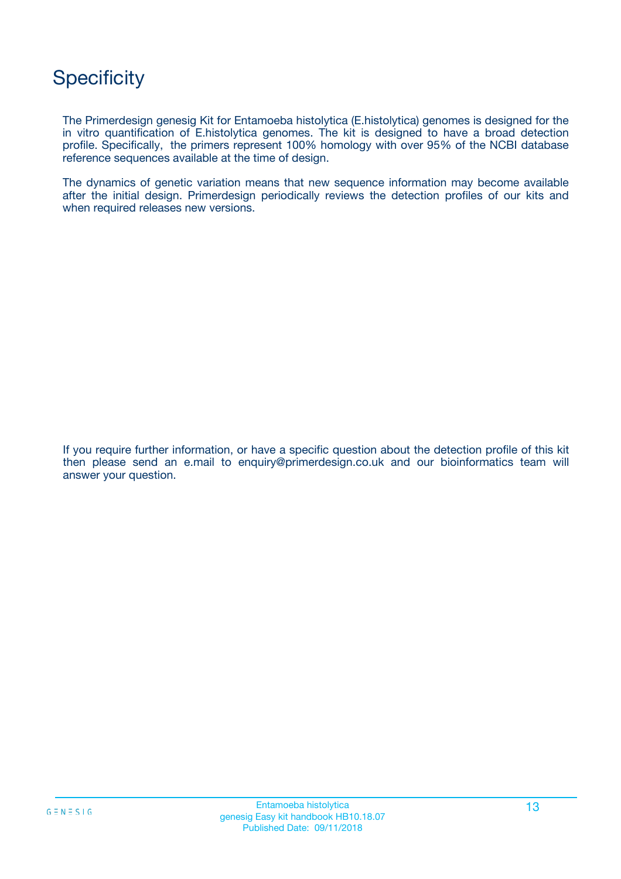# Specificity

The Primerdesign genesig Kit for Entamoeba histolytica (E.histolytica) genomes is designed for the in vitro quantification of E.histolytica genomes. The kit is designed to have a broad detection profile. Specifically, the primers represent 100% homology with over 95% of the NCBI database reference sequences available at the time of design.

The dynamics of genetic variation means that new sequence information may become available after the initial design. Primerdesign periodically reviews the detection profiles of our kits and when required releases new versions.

If you require further information, or have a specific question about the detection profile of this kit then please send an e.mail to enquiry@primerdesign.co.uk and our bioinformatics team will answer your question.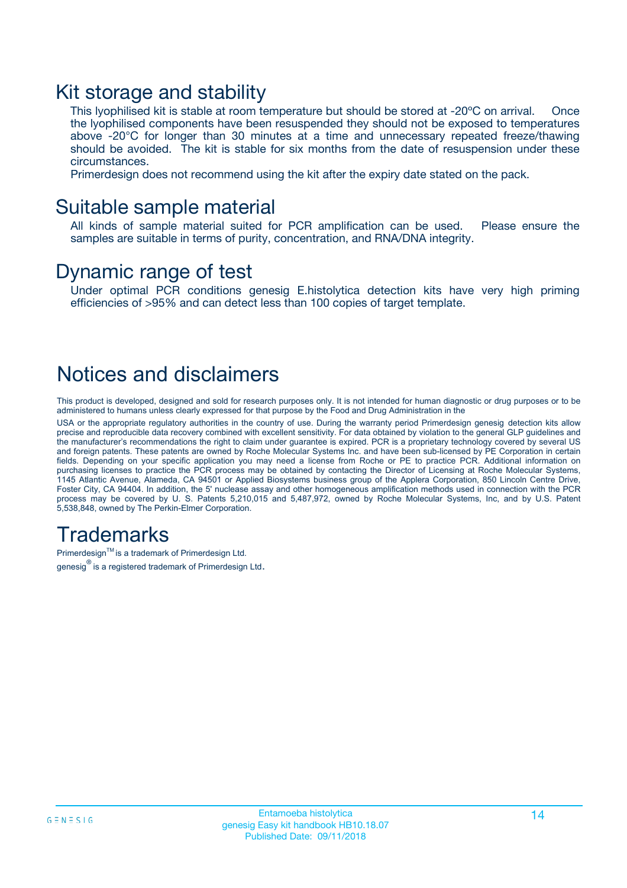## Kit storage and stability

This lyophilised kit is stable at room temperature but should be stored at -20ºC on arrival. Once the lyophilised components have been resuspended they should not be exposed to temperatures above -20°C for longer than 30 minutes at a time and unnecessary repeated freeze/thawing should be avoided. The kit is stable for six months from the date of resuspension under these circumstances.

Primerdesign does not recommend using the kit after the expiry date stated on the pack.

## Suitable sample material

All kinds of sample material suited for PCR amplification can be used. Please ensure the samples are suitable in terms of purity, concentration, and RNA/DNA integrity.

## Dynamic range of test

Under optimal PCR conditions genesig E.histolytica detection kits have very high priming efficiencies of >95% and can detect less than 100 copies of target template.

# Notices and disclaimers

This product is developed, designed and sold for research purposes only. It is not intended for human diagnostic or drug purposes or to be administered to humans unless clearly expressed for that purpose by the Food and Drug Administration in the

USA or the appropriate regulatory authorities in the country of use. During the warranty period Primerdesign genesig detection kits allow precise and reproducible data recovery combined with excellent sensitivity. For data obtained by violation to the general GLP guidelines and the manufacturer's recommendations the right to claim under guarantee is expired. PCR is a proprietary technology covered by several US and foreign patents. These patents are owned by Roche Molecular Systems Inc. and have been sub-licensed by PE Corporation in certain fields. Depending on your specific application you may need a license from Roche or PE to practice PCR. Additional information on purchasing licenses to practice the PCR process may be obtained by contacting the Director of Licensing at Roche Molecular Systems, 1145 Atlantic Avenue, Alameda, CA 94501 or Applied Biosystems business group of the Applera Corporation, 850 Lincoln Centre Drive, Foster City, CA 94404. In addition, the 5' nuclease assay and other homogeneous amplification methods used in connection with the PCR process may be covered by U. S. Patents 5,210,015 and 5,487,972, owned by Roche Molecular Systems, Inc, and by U.S. Patent 5,538,848, owned by The Perkin-Elmer Corporation.

# Trademarks

Primerdesign™ is a trademark of Primerdesign Ltd.

genesig® is a registered trademark of Primerdesign Ltd.